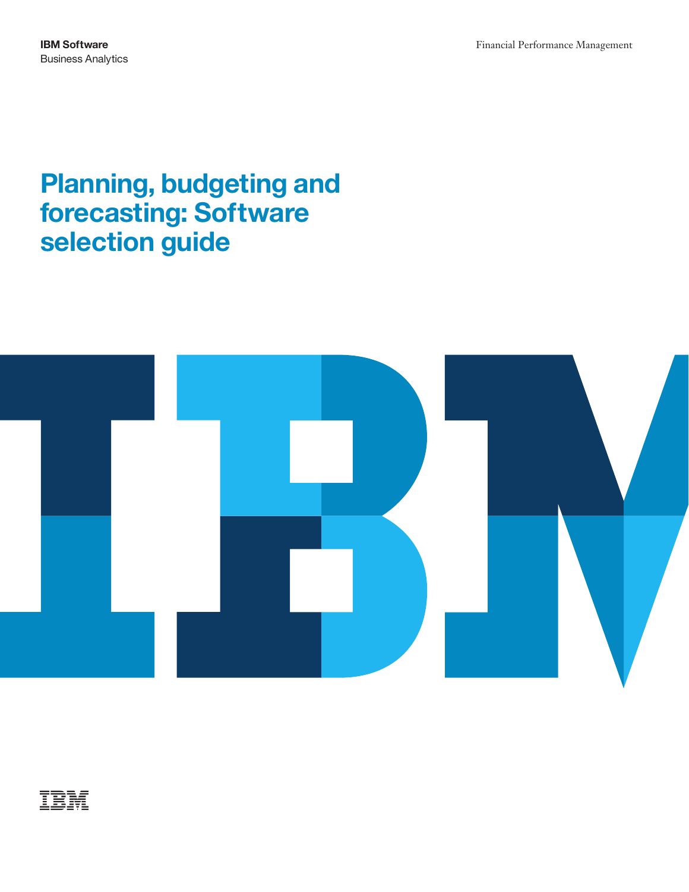**IBM Software**
Business Analytics

Financial Performance Management

# Planning, budgeting and forecasting: Software selection guide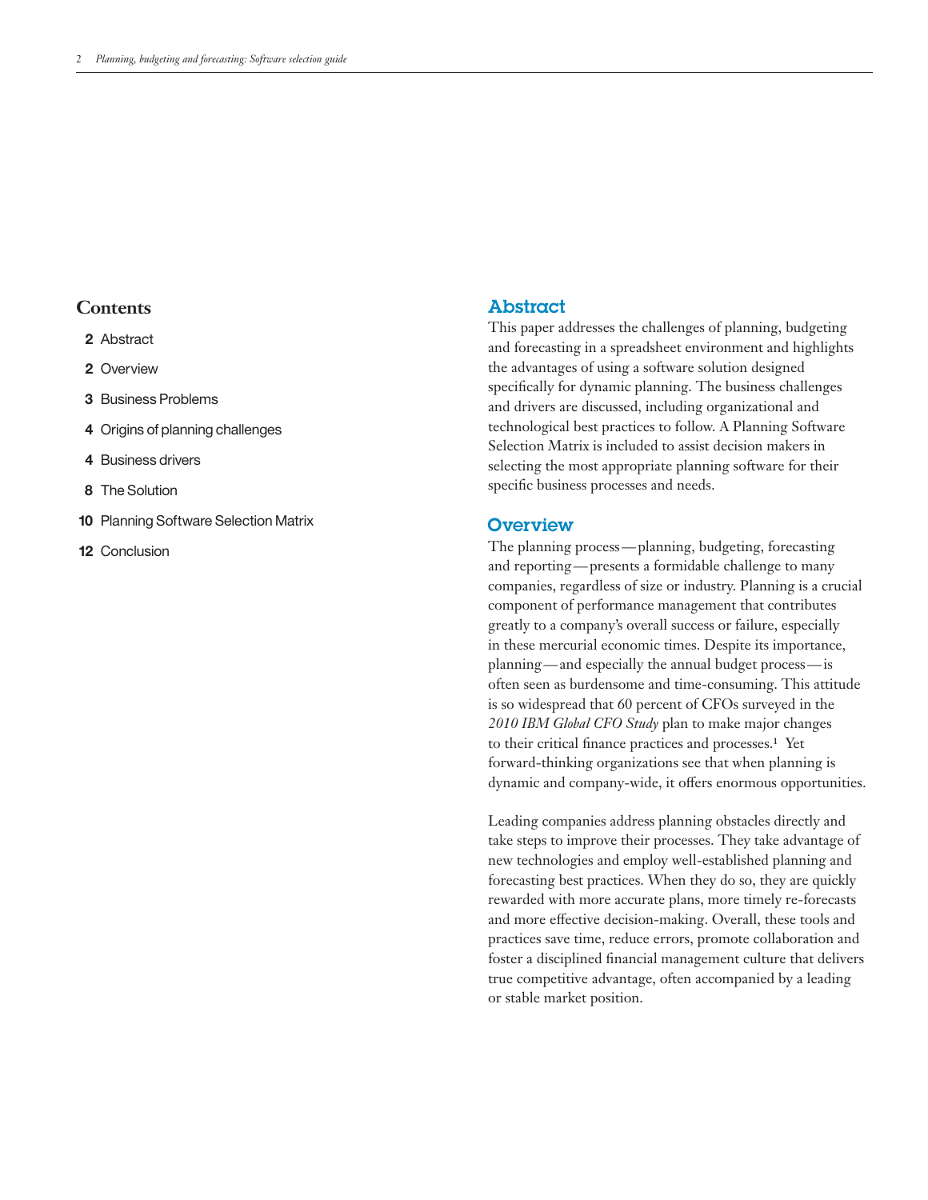## Contents

- 2 Abstract
- 2 Overview
- 3 Business Problems
- 4 Origins of planning challenges
- 4 Business drivers
- 8 The Solution
- 10 Planning Software Selection Matrix
- 12 Conclusion

## Abstract

This paper addresses the challenges of planning, budgeting and forecasting in a spreadsheet environment and highlights the advantages of using a software solution designed specifically for dynamic planning. The business challenges and drivers are discussed, including organizational and technological best practices to follow. A Planning Software Selection Matrix is included to assist decision makers in selecting the most appropriate planning software for their specific business processes and needs.

## Overview

The planning process—planning, budgeting, forecasting and reporting—presents a formidable challenge to many companies, regardless of size or industry. Planning is a crucial component of performance management that contributes greatly to a company's overall success or failure, especially in these mercurial economic times. Despite its importance, planning—and especially the annual budget process—is often seen as burdensome and time-consuming. This attitude is so widespread that 60 percent of CFOs surveyed in the *2010 IBM Global CFO Study* plan to make major changes to their critical finance practices and processes.[1] Yet forward-thinking organizations see that when planning is dynamic and company-wide, it offers enormous opportunities.

Leading companies address planning obstacles directly and take steps to improve their processes. They take advantage of new technologies and employ well-established planning and forecasting best practices. When they do so, they are quickly rewarded with more accurate plans, more timely re-forecasts and more effective decision-making. Overall, these tools and practices save time, reduce errors, promote collaboration and foster a disciplined financial management culture that delivers true competitive advantage, often accompanied by a leading or stable market position.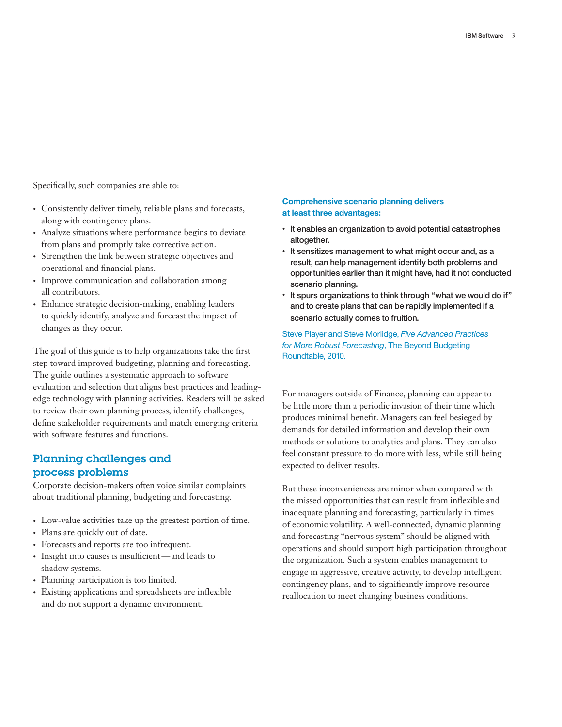Specifically, such companies are able to:

- Consistently deliver timely, reliable plans and forecasts, along with contingency plans.
- Analyze situations where performance begins to deviate from plans and promptly take corrective action.
- Strengthen the link between strategic objectives and operational and financial plans.
- Improve communication and collaboration among all contributors.
- Enhance strategic decision-making, enabling leaders to quickly identify, analyze and forecast the impact of changes as they occur.

The goal of this guide is to help organizations take the first step toward improved budgeting, planning and forecasting. The guide outlines a systematic approach to software evaluation and selection that aligns best practices and leading-edge technology with planning activities. Readers will be asked to review their own planning process, identify challenges, define stakeholder requirements and match emerging criteria with software features and functions.

## Planning challenges and process problems

Corporate decision-makers often voice similar complaints about traditional planning, budgeting and forecasting.

- Low-value activities take up the greatest portion of time.
- Plans are quickly out of date.
- Forecasts and reports are too infrequent.
- Insight into causes is insufficient—and leads to shadow systems.
- Planning participation is too limited.
- Existing applications and spreadsheets are inflexible and do not support a dynamic environment.

---

**Comprehensive scenario planning delivers at least three advantages:**

- It enables an organization to avoid potential catastrophes altogether.
- It sensitizes management to what might occur and, as a result, can help management identify both problems and opportunities earlier than it might have, had it not conducted scenario planning.
- It spurs organizations to think through "what we would do if" and to create plans that can be rapidly implemented if a scenario actually comes to fruition.

Steve Player and Steve Morlidge, *Five Advanced Practices for More Robust Forecasting*, The Beyond Budgeting Roundtable, 2010.

---

For managers outside of Finance, planning can appear to be little more than a periodic invasion of their time which produces minimal benefit. Managers can feel besieged by demands for detailed information and develop their own methods or solutions to analytics and plans. They can also feel constant pressure to do more with less, while still being expected to deliver results.

But these inconveniences are minor when compared with the missed opportunities that can result from inflexible and inadequate planning and forecasting, particularly in times of economic volatility. A well-connected, dynamic planning and forecasting "nervous system" should be aligned with operations and should support high participation throughout the organization. Such a system enables management to engage in aggressive, creative activity, to develop intelligent contingency plans, and to significantly improve resource reallocation to meet changing business conditions.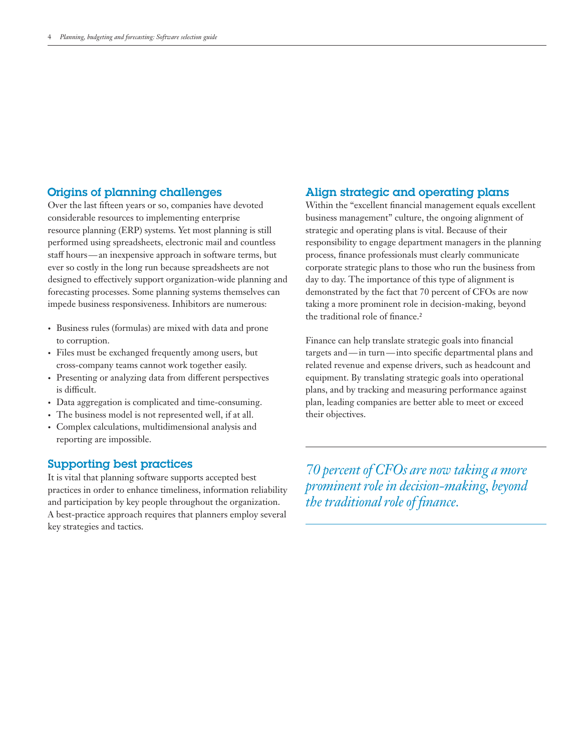## Origins of planning challenges

Over the last fifteen years or so, companies have devoted considerable resources to implementing enterprise resource planning (ERP) systems. Yet most planning is still performed using spreadsheets, electronic mail and countless staff hours — an inexpensive approach in software terms, but ever so costly in the long run because spreadsheets are not designed to effectively support organization-wide planning and forecasting processes. Some planning systems themselves can impede business responsiveness. Inhibitors are numerous:

- Business rules (formulas) are mixed with data and prone to corruption.
- Files must be exchanged frequently among users, but cross-company teams cannot work together easily.
- Presenting or analyzing data from different perspectives is difficult.
- Data aggregation is complicated and time-consuming.
- The business model is not represented well, if at all.
- Complex calculations, multidimensional analysis and reporting are impossible.

## Supporting best practices

It is vital that planning software supports accepted best practices in order to enhance timeliness, information reliability and participation by key people throughout the organization. A best-practice approach requires that planners employ several key strategies and tactics.

## Align strategic and operating plans

Within the "excellent financial management equals excellent business management" culture, the ongoing alignment of strategic and operating plans is vital. Because of their responsibility to engage department managers in the planning process, finance professionals must clearly communicate corporate strategic plans to those who run the business from day to day. The importance of this type of alignment is demonstrated by the fact that 70 percent of CFOs are now taking a more prominent role in decision-making, beyond the traditional role of finance.[2]

Finance can help translate strategic goals into financial targets and — in turn — into specific departmental plans and related revenue and expense drivers, such as headcount and equipment. By translating strategic goals into operational plans, and by tracking and measuring performance against plan, leading companies are better able to meet or exceed their objectives.

---

*70 percent of CFOs are now taking a more prominent role in decision-making, beyond the traditional role of finance.*

---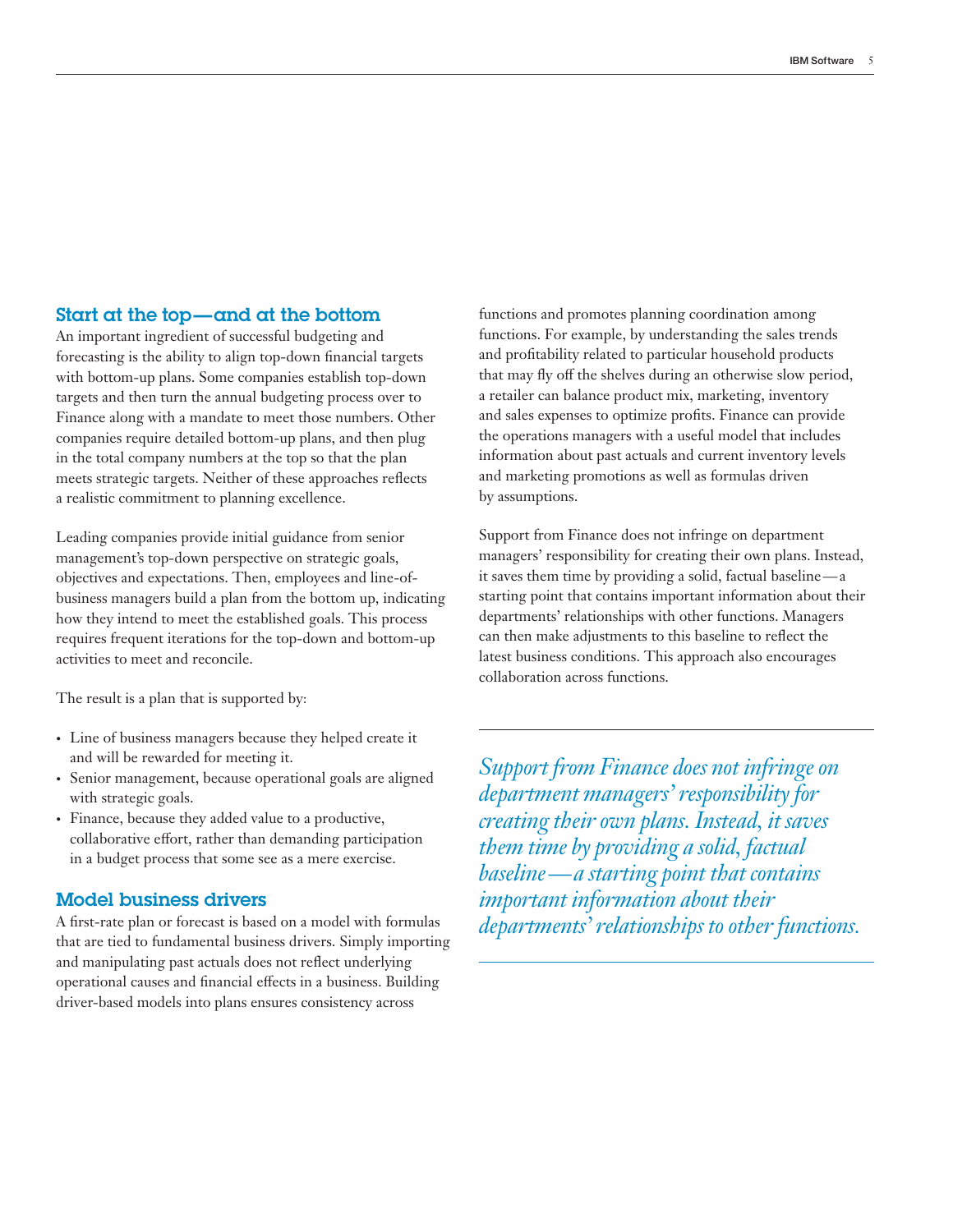## Start at the top—and at the bottom

An important ingredient of successful budgeting and forecasting is the ability to align top-down financial targets with bottom-up plans. Some companies establish top-down targets and then turn the annual budgeting process over to Finance along with a mandate to meet those numbers. Other companies require detailed bottom-up plans, and then plug in the total company numbers at the top so that the plan meets strategic targets. Neither of these approaches reflects a realistic commitment to planning excellence.

Leading companies provide initial guidance from senior management's top-down perspective on strategic goals, objectives and expectations. Then, employees and line-of-business managers build a plan from the bottom up, indicating how they intend to meet the established goals. This process requires frequent iterations for the top-down and bottom-up activities to meet and reconcile.

The result is a plan that is supported by:

- Line of business managers because they helped create it and will be rewarded for meeting it.
- Senior management, because operational goals are aligned with strategic goals.
- Finance, because they added value to a productive, collaborative effort, rather than demanding participation in a budget process that some see as a mere exercise.

## Model business drivers

A first-rate plan or forecast is based on a model with formulas that are tied to fundamental business drivers. Simply importing and manipulating past actuals does not reflect underlying operational causes and financial effects in a business. Building driver-based models into plans ensures consistency across functions and promotes planning coordination among functions. For example, by understanding the sales trends and profitability related to particular household products that may fly off the shelves during an otherwise slow period, a retailer can balance product mix, marketing, inventory and sales expenses to optimize profits. Finance can provide the operations managers with a useful model that includes information about past actuals and current inventory levels and marketing promotions as well as formulas driven by assumptions.

Support from Finance does not infringe on department managers' responsibility for creating their own plans. Instead, it saves them time by providing a solid, factual baseline—a starting point that contains important information about their departments' relationships with other functions. Managers can then make adjustments to this baseline to reflect the latest business conditions. This approach also encourages collaboration across functions.

*Support from Finance does not infringe on department managers' responsibility for creating their own plans. Instead, it saves them time by providing a solid, factual baseline—a starting point that contains important information about their departments' relationships to other functions.*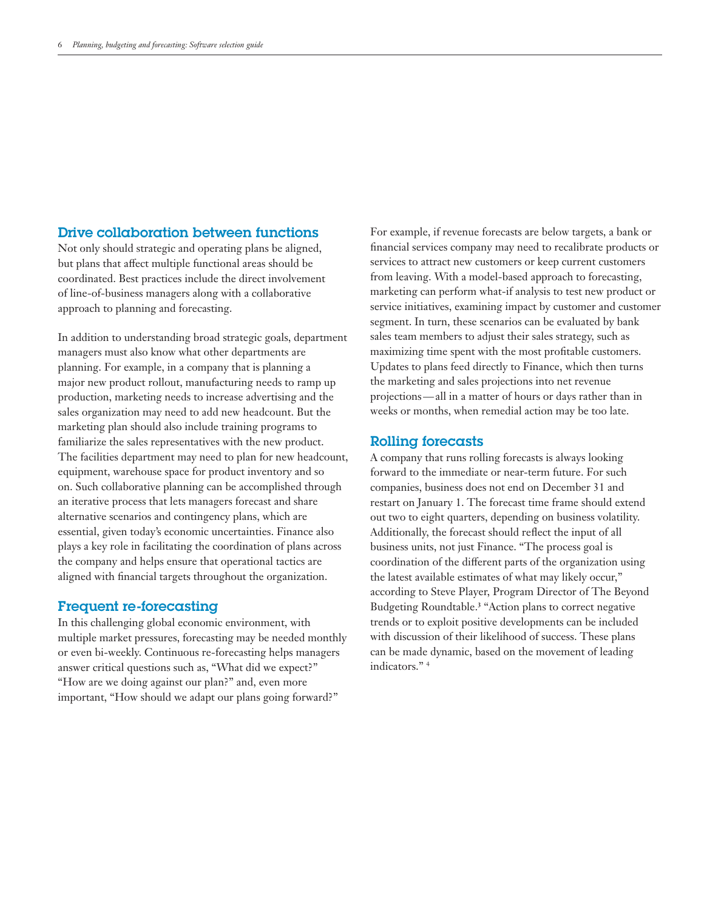## Drive collaboration between functions

Not only should strategic and operating plans be aligned, but plans that affect multiple functional areas should be coordinated. Best practices include the direct involvement of line-of-business managers along with a collaborative approach to planning and forecasting.

In addition to understanding broad strategic goals, department managers must also know what other departments are planning. For example, in a company that is planning a major new product rollout, manufacturing needs to ramp up production, marketing needs to increase advertising and the sales organization may need to add new headcount. But the marketing plan should also include training programs to familiarize the sales representatives with the new product. The facilities department may need to plan for new headcount, equipment, warehouse space for product inventory and so on. Such collaborative planning can be accomplished through an iterative process that lets managers forecast and share alternative scenarios and contingency plans, which are essential, given today's economic uncertainties. Finance also plays a key role in facilitating the coordination of plans across the company and helps ensure that operational tactics are aligned with financial targets throughout the organization.

## Frequent re-forecasting

In this challenging global economic environment, with multiple market pressures, forecasting may be needed monthly or even bi-weekly. Continuous re-forecasting helps managers answer critical questions such as, "What did we expect?" "How are we doing against our plan?" and, even more important, "How should we adapt our plans going forward?"

For example, if revenue forecasts are below targets, a bank or financial services company may need to recalibrate products or services to attract new customers or keep current customers from leaving. With a model-based approach to forecasting, marketing can perform what-if analysis to test new product or service initiatives, examining impact by customer and customer segment. In turn, these scenarios can be evaluated by bank sales team members to adjust their sales strategy, such as maximizing time spent with the most profitable customers. Updates to plans feed directly to Finance, which then turns the marketing and sales projections into net revenue projections—all in a matter of hours or days rather than in weeks or months, when remedial action may be too late.

## Rolling forecasts

A company that runs rolling forecasts is always looking forward to the immediate or near-term future. For such companies, business does not end on December 31 and restart on January 1. The forecast time frame should extend out two to eight quarters, depending on business volatility. Additionally, the forecast should reflect the input of all business units, not just Finance. "The process goal is coordination of the different parts of the organization using the latest available estimates of what may likely occur," according to Steve Player, Program Director of The Beyond Budgeting Roundtable.[3] "Action plans to correct negative trends or to exploit positive developments can be included with discussion of their likelihood of success. These plans can be made dynamic, based on the movement of leading indicators." [4]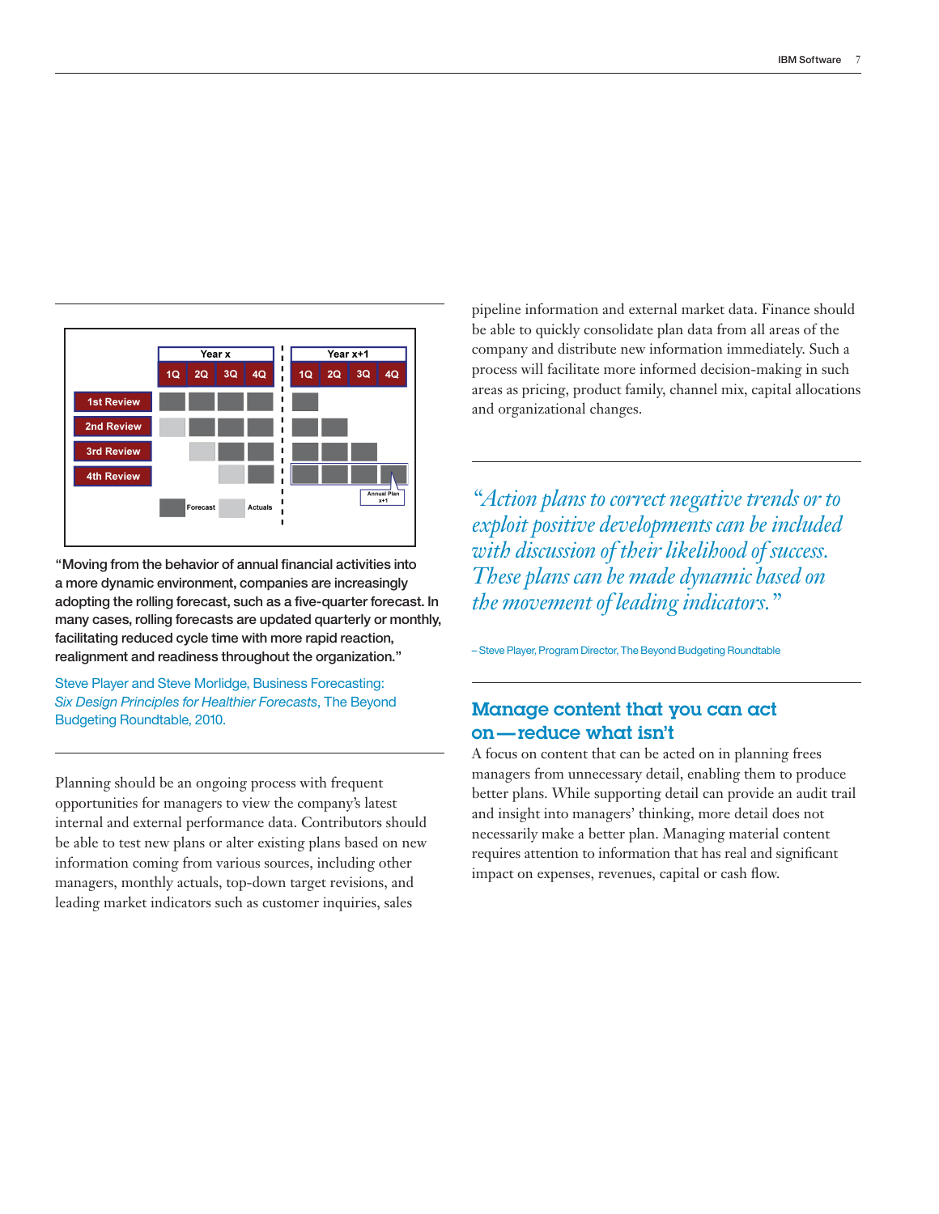"Moving from the behavior of annual financial activities into a more dynamic environment, companies are increasingly adopting the rolling forecast, such as a five-quarter forecast. In many cases, rolling forecasts are updated quarterly or monthly, facilitating reduced cycle time with more rapid reaction, realignment and readiness throughout the organization."

Steve Player and Steve Morlidge, Business Forecasting: *Six Design Principles for Healthier Forecasts*, The Beyond Budgeting Roundtable, 2010.

Planning should be an ongoing process with frequent opportunities for managers to view the company's latest internal and external performance data. Contributors should be able to test new plans or alter existing plans based on new information coming from various sources, including other managers, monthly actuals, top-down target revisions, and leading market indicators such as customer inquiries, sales pipeline information and external market data. Finance should be able to quickly consolidate plan data from all areas of the company and distribute new information immediately. Such a process will facilitate more informed decision-making in such areas as pricing, product family, channel mix, capital allocations and organizational changes.

> *"Action plans to correct negative trends or to exploit positive developments can be included with discussion of their likelihood of success. These plans can be made dynamic based on the movement of leading indicators."*
>
> – Steve Player, Program Director, The Beyond Budgeting Roundtable

## Manage content that you can act on—reduce what isn't

A focus on content that can be acted on in planning frees managers from unnecessary detail, enabling them to produce better plans. While supporting detail can provide an audit trail and insight into managers' thinking, more detail does not necessarily make a better plan. Managing material content requires attention to information that has real and significant impact on expenses, revenues, capital or cash flow.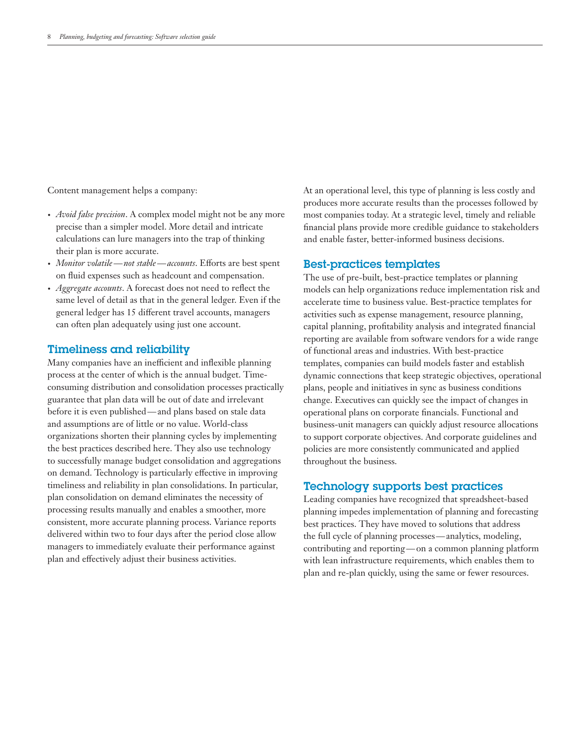Content management helps a company:

- *Avoid false precision*. A complex model might not be any more precise than a simpler model. More detail and intricate calculations can lure managers into the trap of thinking their plan is more accurate.
- *Monitor volatile—not stable—accounts*. Efforts are best spent on fluid expenses such as headcount and compensation.
- *Aggregate accounts*. A forecast does not need to reflect the same level of detail as that in the general ledger. Even if the general ledger has 15 different travel accounts, managers can often plan adequately using just one account.

## Timeliness and reliability

Many companies have an inefficient and inflexible planning process at the center of which is the annual budget. Time-consuming distribution and consolidation processes practically guarantee that plan data will be out of date and irrelevant before it is even published—and plans based on stale data and assumptions are of little or no value. World-class organizations shorten their planning cycles by implementing the best practices described here. They also use technology to successfully manage budget consolidation and aggregations on demand. Technology is particularly effective in improving timeliness and reliability in plan consolidations. In particular, plan consolidation on demand eliminates the necessity of processing results manually and enables a smoother, more consistent, more accurate planning process. Variance reports delivered within two to four days after the period close allow managers to immediately evaluate their performance against plan and effectively adjust their business activities.

At an operational level, this type of planning is less costly and produces more accurate results than the processes followed by most companies today. At a strategic level, timely and reliable financial plans provide more credible guidance to stakeholders and enable faster, better-informed business decisions.

## Best-practices templates

The use of pre-built, best-practice templates or planning models can help organizations reduce implementation risk and accelerate time to business value. Best-practice templates for activities such as expense management, resource planning, capital planning, profitability analysis and integrated financial reporting are available from software vendors for a wide range of functional areas and industries. With best-practice templates, companies can build models faster and establish dynamic connections that keep strategic objectives, operational plans, people and initiatives in sync as business conditions change. Executives can quickly see the impact of changes in operational plans on corporate financials. Functional and business-unit managers can quickly adjust resource allocations to support corporate objectives. And corporate guidelines and policies are more consistently communicated and applied throughout the business.

## Technology supports best practices

Leading companies have recognized that spreadsheet-based planning impedes implementation of planning and forecasting best practices. They have moved to solutions that address the full cycle of planning processes—analytics, modeling, contributing and reporting—on a common planning platform with lean infrastructure requirements, which enables them to plan and re-plan quickly, using the same or fewer resources.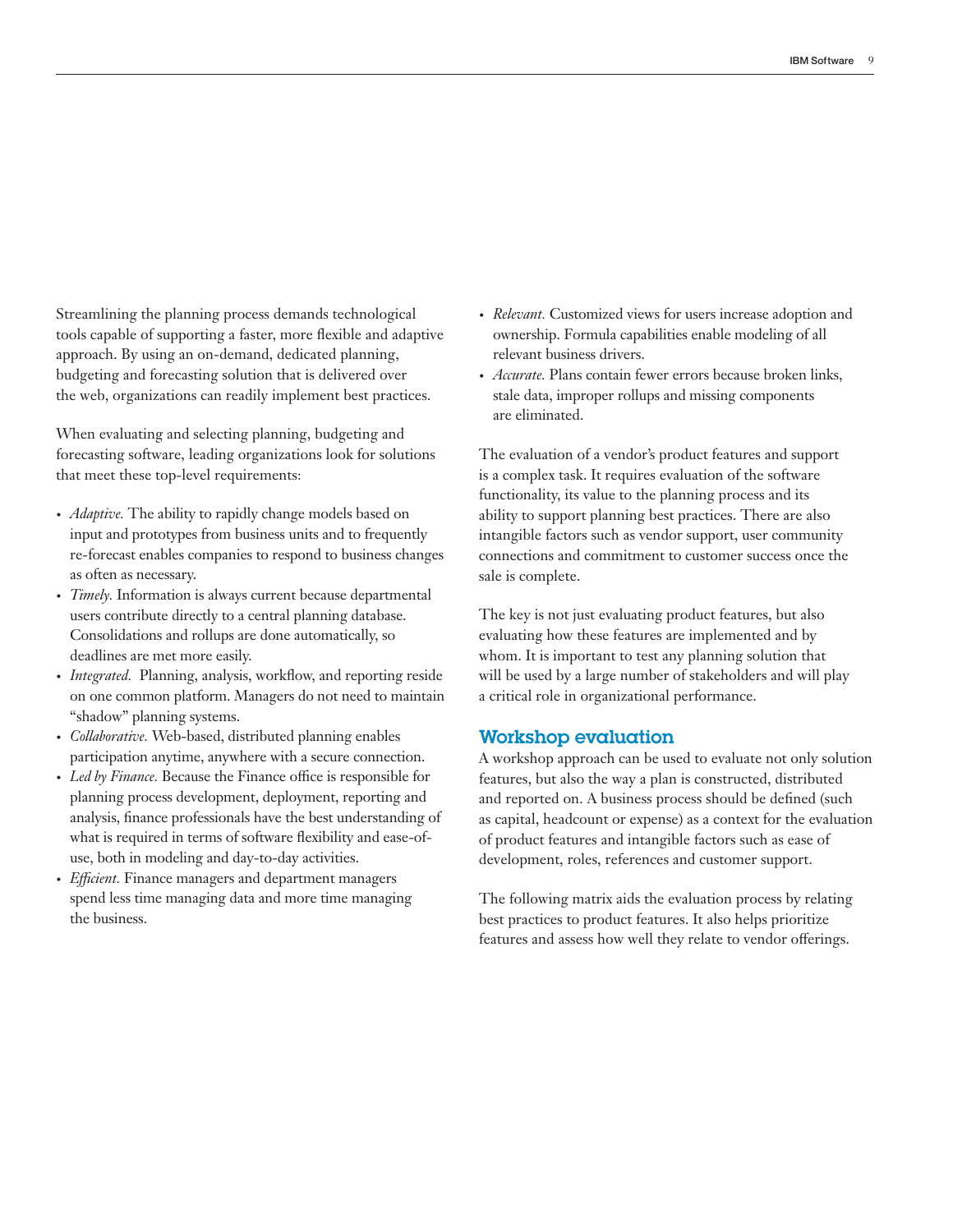Streamlining the planning process demands technological tools capable of supporting a faster, more flexible and adaptive approach. By using an on-demand, dedicated planning, budgeting and forecasting solution that is delivered over the web, organizations can readily implement best practices.

When evaluating and selecting planning, budgeting and forecasting software, leading organizations look for solutions that meet these top-level requirements:

- *Adaptive.* The ability to rapidly change models based on input and prototypes from business units and to frequently re-forecast enables companies to respond to business changes as often as necessary.
- *Timely.* Information is always current because departmental users contribute directly to a central planning database. Consolidations and rollups are done automatically, so deadlines are met more easily.
- *Integrated.* Planning, analysis, workflow, and reporting reside on one common platform. Managers do not need to maintain "shadow" planning systems.
- *Collaborative.* Web-based, distributed planning enables participation anytime, anywhere with a secure connection.
- *Led by Finance.* Because the Finance office is responsible for planning process development, deployment, reporting and analysis, finance professionals have the best understanding of what is required in terms of software flexibility and ease-of-use, both in modeling and day-to-day activities.
- *Efficient.* Finance managers and department managers spend less time managing data and more time managing the business.
- *Relevant.* Customized views for users increase adoption and ownership. Formula capabilities enable modeling of all relevant business drivers.
- *Accurate.* Plans contain fewer errors because broken links, stale data, improper rollups and missing components are eliminated.

The evaluation of a vendor's product features and support is a complex task. It requires evaluation of the software functionality, its value to the planning process and its ability to support planning best practices. There are also intangible factors such as vendor support, user community connections and commitment to customer success once the sale is complete.

The key is not just evaluating product features, but also evaluating how these features are implemented and by whom. It is important to test any planning solution that will be used by a large number of stakeholders and will play a critical role in organizational performance.

## Workshop evaluation

A workshop approach can be used to evaluate not only solution features, but also the way a plan is constructed, distributed and reported on. A business process should be defined (such as capital, headcount or expense) as a context for the evaluation of product features and intangible factors such as ease of development, roles, references and customer support.

The following matrix aids the evaluation process by relating best practices to product features. It also helps prioritize features and assess how well they relate to vendor offerings.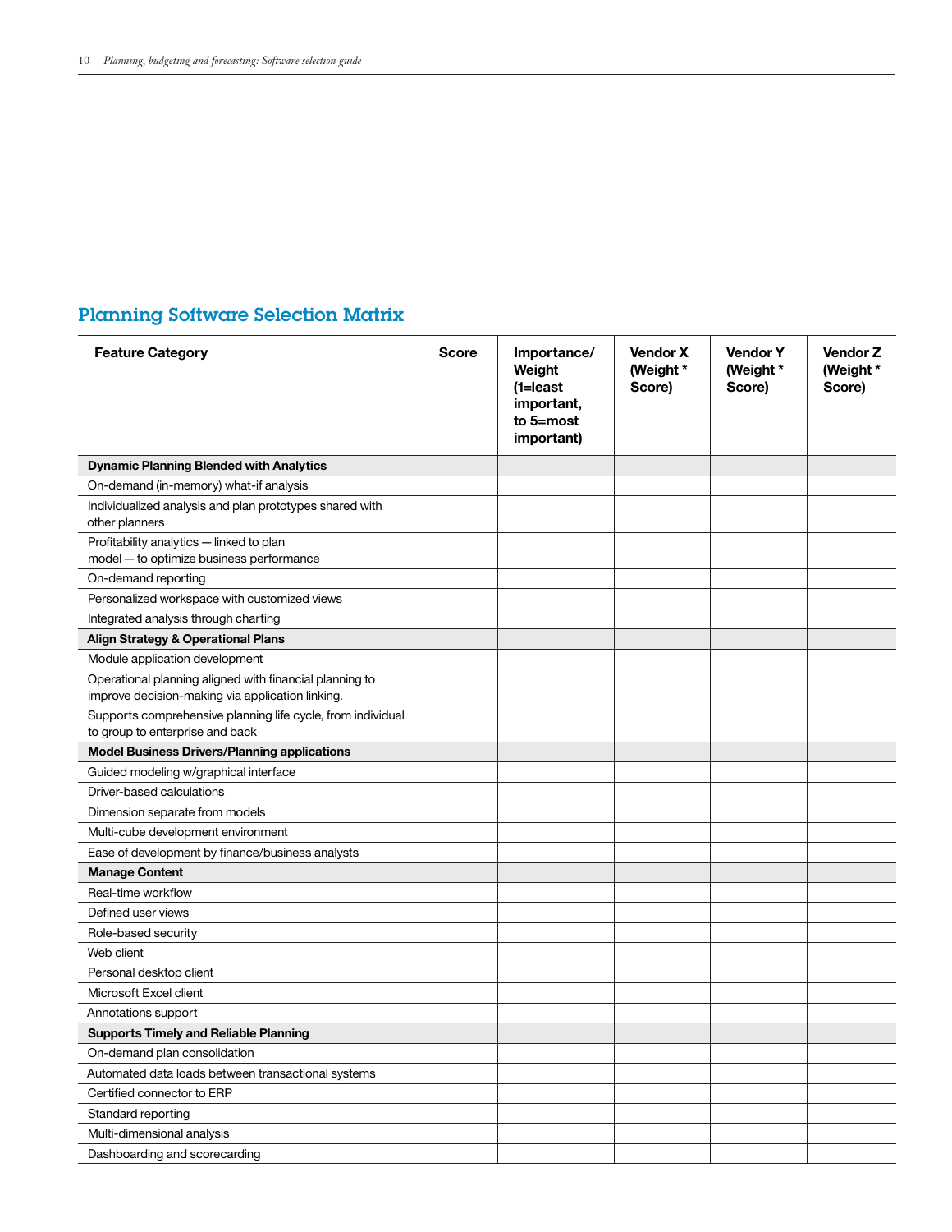## Planning Software Selection Matrix

| Feature Category | Score | Importance/ Weight (1=least important, to 5=most important) | Vendor X (Weight * Score) | Vendor Y (Weight * Score) | Vendor Z (Weight * Score) |
|---|---|---|---|---|---|
| **Dynamic Planning Blended with Analytics** | | | | | |
| On-demand (in-memory) what-if analysis | | | | | |
| Individualized analysis and plan prototypes shared with other planners | | | | | |
| Profitability analytics — linked to plan model — to optimize business performance | | | | | |
| On-demand reporting | | | | | |
| Personalized workspace with customized views | | | | | |
| Integrated analysis through charting | | | | | |
| **Align Strategy & Operational Plans** | | | | | |
| Module application development | | | | | |
| Operational planning aligned with financial planning to improve decision-making via application linking. | | | | | |
| Supports comprehensive planning life cycle, from individual to group to enterprise and back | | | | | |
| **Model Business Drivers/Planning applications** | | | | | |
| Guided modeling w/graphical interface | | | | | |
| Driver-based calculations | | | | | |
| Dimension separate from models | | | | | |
| Multi-cube development environment | | | | | |
| Ease of development by finance/business analysts | | | | | |
| **Manage Content** | | | | | |
| Real-time workflow | | | | | |
| Defined user views | | | | | |
| Role-based security | | | | | |
| Web client | | | | | |
| Personal desktop client | | | | | |
| Microsoft Excel client | | | | | |
| Annotations support | | | | | |
| **Supports Timely and Reliable Planning** | | | | | |
| On-demand plan consolidation | | | | | |
| Automated data loads between transactional systems | | | | | |
| Certified connector to ERP | | | | | |
| Standard reporting | | | | | |
| Multi-dimensional analysis | | | | | |
| Dashboarding and scorecarding | | | | | |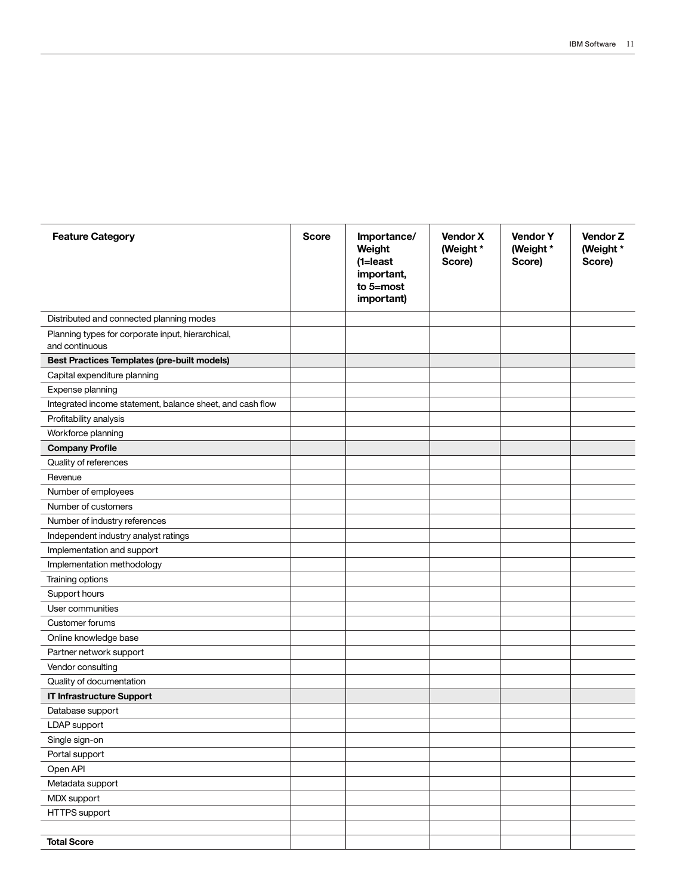| Feature Category | Score | Importance/ Weight (1=least important, to 5=most important) | Vendor X (Weight * Score) | Vendor Y (Weight * Score) | Vendor Z (Weight * Score) |
|---|---|---|---|---|---|
| Distributed and connected planning modes | | | | | |
| Planning types for corporate input, hierarchical, and continuous | | | | | |
| **Best Practices Templates (pre-built models)** | | | | | |
| Capital expenditure planning | | | | | |
| Expense planning | | | | | |
| Integrated income statement, balance sheet, and cash flow | | | | | |
| Profitability analysis | | | | | |
| Workforce planning | | | | | |
| **Company Profile** | | | | | |
| Quality of references | | | | | |
| Revenue | | | | | |
| Number of employees | | | | | |
| Number of customers | | | | | |
| Number of industry references | | | | | |
| Independent industry analyst ratings | | | | | |
| Implementation and support | | | | | |
| Implementation methodology | | | | | |
| Training options | | | | | |
| Support hours | | | | | |
| User communities | | | | | |
| Customer forums | | | | | |
| Online knowledge base | | | | | |
| Partner network support | | | | | |
| Vendor consulting | | | | | |
| Quality of documentation | | | | | |
| **IT Infrastructure Support** | | | | | |
| Database support | | | | | |
| LDAP support | | | | | |
| Single sign-on | | | | | |
| Portal support | | | | | |
| Open API | | | | | |
| Metadata support | | | | | |
| MDX support | | | | | |
| HTTPS support | | | | | |
| | | | | | |
| **Total Score** | | | | | |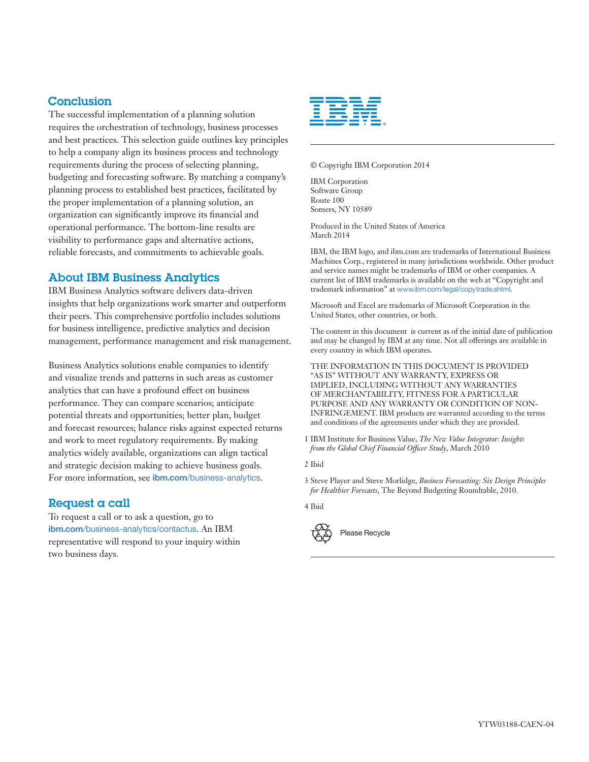## Conclusion

The successful implementation of a planning solution requires the orchestration of technology, business processes and best practices. This selection guide outlines key principles to help a company align its business process and technology requirements during the process of selecting planning, budgeting and forecasting software. By matching a company's planning process to established best practices, facilitated by the proper implementation of a planning solution, an organization can significantly improve its financial and operational performance. The bottom-line results are visibility to performance gaps and alternative actions, reliable forecasts, and commitments to achievable goals.

## About IBM Business Analytics

IBM Business Analytics software delivers data-driven insights that help organizations work smarter and outperform their peers. This comprehensive portfolio includes solutions for business intelligence, predictive analytics and decision management, performance management and risk management.

Business Analytics solutions enable companies to identify and visualize trends and patterns in such areas as customer analytics that can have a profound effect on business performance. They can compare scenarios; anticipate potential threats and opportunities; better plan, budget and forecast resources; balance risks against expected returns and work to meet regulatory requirements. By making analytics widely available, organizations can align tactical and strategic decision making to achieve business goals. For more information, see **ibm.com**/business-analytics.

## Request a call

To request a call or to ask a question, go to **ibm.com**/business-analytics/contactus. An IBM representative will respond to your inquiry within two business days.

---

IBM

© Copyright IBM Corporation 2014

IBM Corporation
Software Group
Route 100
Somers, NY 10589

Produced in the United States of America
March 2014

IBM, the IBM logo, and ibm.com are trademarks of International Business Machines Corp., registered in many jurisdictions worldwide. Other product and service names might be trademarks of IBM or other companies. A current list of IBM trademarks is available on the web at "Copyright and trademark information" at www.ibm.com/legal/copytrade.shtml.

Microsoft and Excel are trademarks of Microsoft Corporation in the United States, other countries, or both.

The content in this document is current as of the initial date of publication and may be changed by IBM at any time. Not all offerings are available in every country in which IBM operates.

THE INFORMATION IN THIS DOCUMENT IS PROVIDED "AS IS" WITHOUT ANY WARRANTY, EXPRESS OR IMPLIED, INCLUDING WITHOUT ANY WARRANTIES OF MERCHANTABILITY, FITNESS FOR A PARTICULAR PURPOSE AND ANY WARRANTY OR CONDITION OF NON-INFRINGEMENT. IBM products are warranted according to the terms and conditions of the agreements under which they are provided.

1 IBM Institute for Business Value, *The New Value Integrator: Insights from the Global Chief Financial Officer Study*, March 2010

2 Ibid

3 Steve Player and Steve Morlidge, *Business Forecasting: Six Design Principles for Healthier Forecasts*, The Beyond Budgeting Roundtable, 2010.

4 Ibid

Please Recycle

YTW03188-CAEN-04